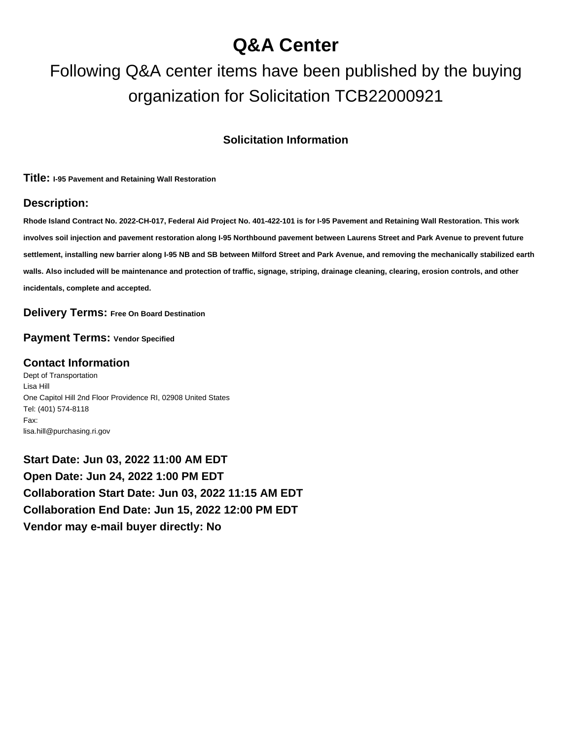# Q&A Center

## Following Q&A center items have been published by the buying organization for Solicitation TCB22000921

### Solicitation Information

**Title:** **I-95 Pavement and Retaining Wall Restoration**

**Description:**

**Rhode Island Contract No. 2022-CH-017, Federal Aid Project No. 401-422-101 is for I-95 Pavement and Retaining Wall Restoration. This work involves soil injection and pavement restoration along I-95 Northbound pavement between Laurens Street and Park Avenue to prevent future settlement, installing new barrier along I-95 NB and SB between Milford Street and Park Avenue, and removing the mechanically stabilized earth walls. Also included will be maintenance and protection of traffic, signage, striping, drainage cleaning, clearing, erosion controls, and other incidentals, complete and accepted.**

**Delivery Terms:** **Free On Board Destination**

**Payment Terms:** **Vendor Specified**

**Contact Information**

Dept of Transportation
Lisa Hill
One Capitol Hill 2nd Floor Providence RI, 02908 United States
Tel: (401) 574-8118
Fax:
lisa.hill@purchasing.ri.gov

**Start Date: Jun 03, 2022 11:00 AM EDT**
**Open Date: Jun 24, 2022 1:00 PM EDT**
**Collaboration Start Date: Jun 03, 2022 11:15 AM EDT**
**Collaboration End Date: Jun 15, 2022 12:00 PM EDT**
**Vendor may e-mail buyer directly: No**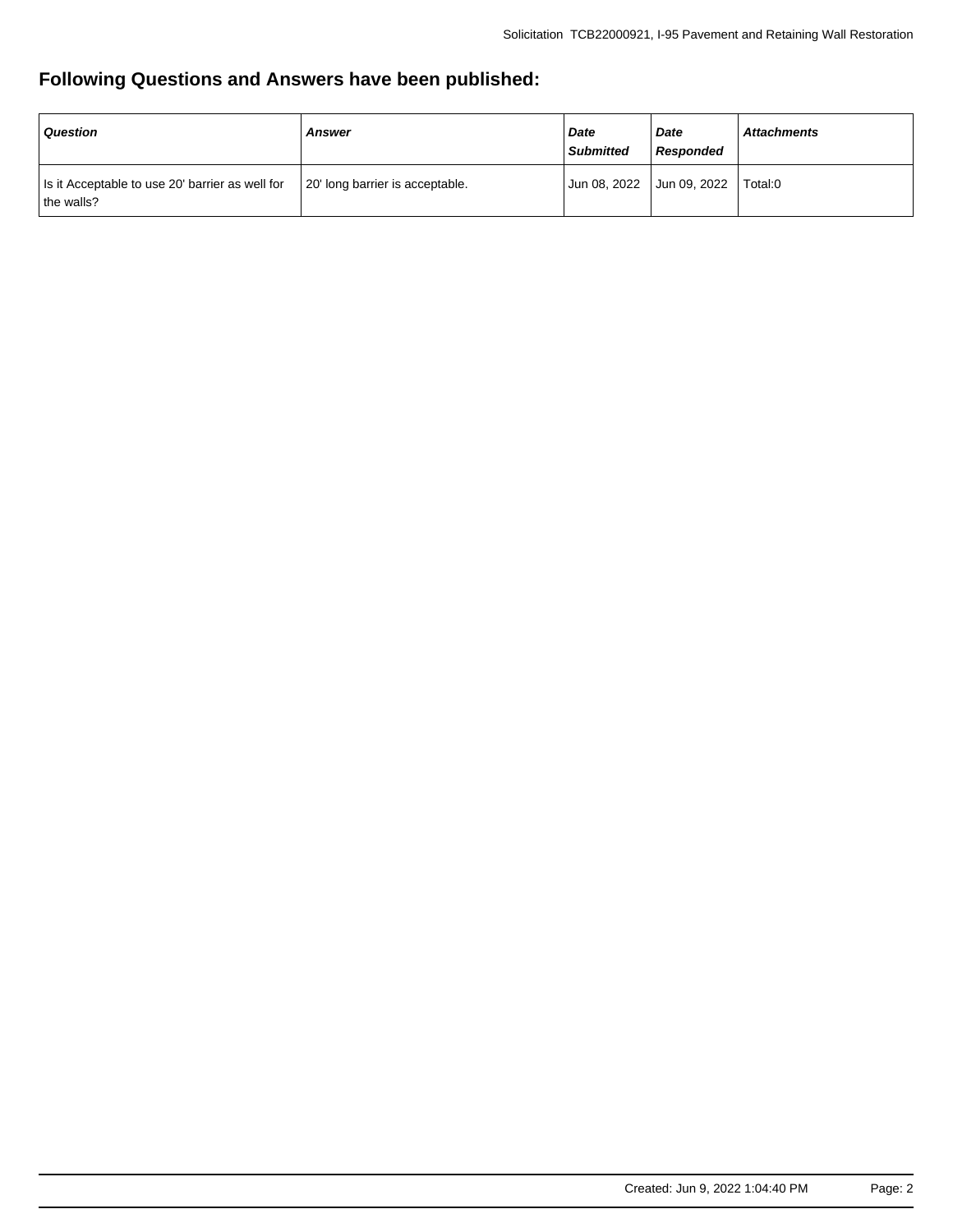## Following Questions and Answers have been published:

| *Question* | *Answer* | *Date Submitted* | *Date Responded* | *Attachments* |
|---|---|---|---|---|
| Is it Acceptable to use 20' barrier as well for the walls? | 20' long barrier is acceptable. | Jun 08, 2022 | Jun 09, 2022 | Total:0 |